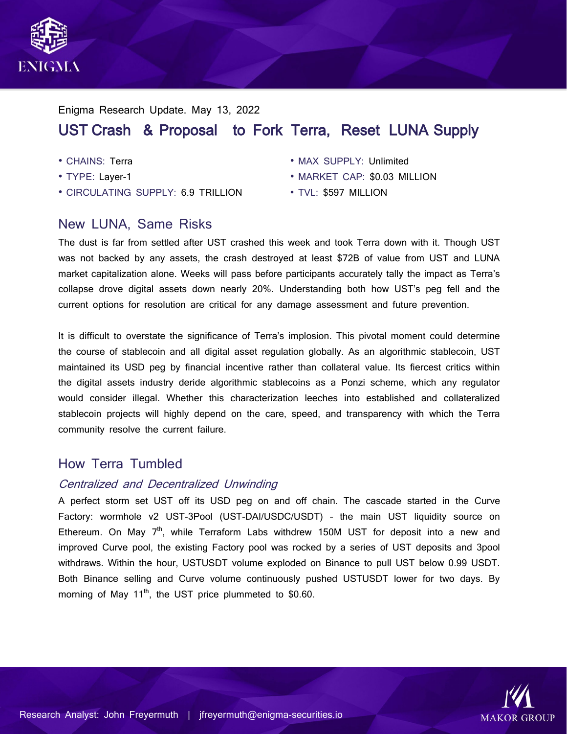Enigma Research Update. May 13, 2022

# UST Crash & Proposal to Fork Terra, Reset LUNA Supply

- CHAINS: Terra
- TYPE: Layer-1
- CIRCULATING SUPPLY: 6.9 TRILLION
- MAX SUPPLY: Unlimited
- MARKET CAP: $0.03 MILLION
- TVL: $597 MILLION

## New LUNA, Same Risks

The dust is far from settled after UST crashed this week and took Terra down with it. Though UST was not backed by any assets, the crash destroyed at least $72B of value from UST and LUNA market capitalization alone. Weeks will pass before participants accurately tally the impact as Terra's collapse drove digital assets down nearly 20%. Understanding both how UST's peg fell and the current options for resolution are critical for any damage assessment and future prevention.

It is difficult to overstate the significance of Terra's implosion. This pivotal moment could determine the course of stablecoin and all digital asset regulation globally. As an algorithmic stablecoin, UST maintained its USD peg by financial incentive rather than collateral value. Its fiercest critics within the digital assets industry deride algorithmic stablecoins as a Ponzi scheme, which any regulator would consider illegal. Whether this characterization leeches into established and collateralized stablecoin projects will highly depend on the care, speed, and transparency with which the Terra community resolve the current failure.

## How Terra Tumbled

### *Centralized and Decentralized Unwinding*

A perfect storm set UST off its USD peg on and off chain. The cascade started in the Curve Factory: wormhole v2 UST-3Pool (UST-DAI/USDC/USDT) - the main UST liquidity source on Ethereum. On May 7th, while Terraform Labs withdrew 150M UST for deposit into a new and improved Curve pool, the existing Factory pool was rocked by a series of UST deposits and 3pool withdraws. Within the hour, USTUSDT volume exploded on Binance to pull UST below 0.99 USDT. Both Binance selling and Curve volume continuously pushed USTUSDT lower for two days. By morning of May 11th, the UST price plummeted to $0.60.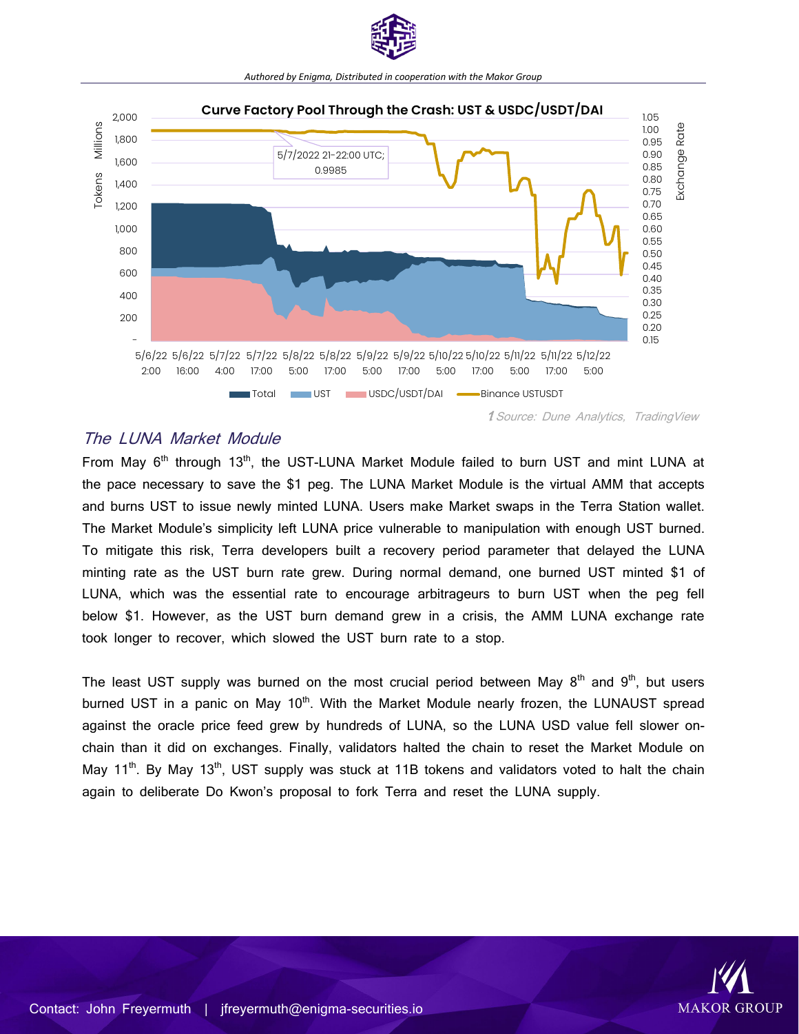Curve Factory Pool Through the Crash: UST & USDC/USDT/DAI

1 Source: Dune Analytics, TradingView

## The LUNA Market Module

From May 6th through 13th, the UST-LUNA Market Module failed to burn UST and mint LUNA at the pace necessary to save the $1 peg. The LUNA Market Module is the virtual AMM that accepts and burns UST to issue newly minted LUNA. Users make Market swaps in the Terra Station wallet. The Market Module's simplicity left LUNA price vulnerable to manipulation with enough UST burned. To mitigate this risk, Terra developers built a recovery period parameter that delayed the LUNA minting rate as the UST burn rate grew. During normal demand, one burned UST minted $1 of LUNA, which was the essential rate to encourage arbitrageurs to burn UST when the peg fell below $1. However, as the UST burn demand grew in a crisis, the AMM LUNA exchange rate took longer to recover, which slowed the UST burn rate to a stop.

The least UST supply was burned on the most crucial period between May 8th and 9th, but users burned UST in a panic on May 10th. With the Market Module nearly frozen, the LUNAUST spread against the oracle price feed grew by hundreds of LUNA, so the LUNA USD value fell slower on-chain than it did on exchanges. Finally, validators halted the chain to reset the Market Module on May 11th. By May 13th, UST supply was stuck at 11B tokens and validators voted to halt the chain again to deliberate Do Kwon's proposal to fork Terra and reset the LUNA supply.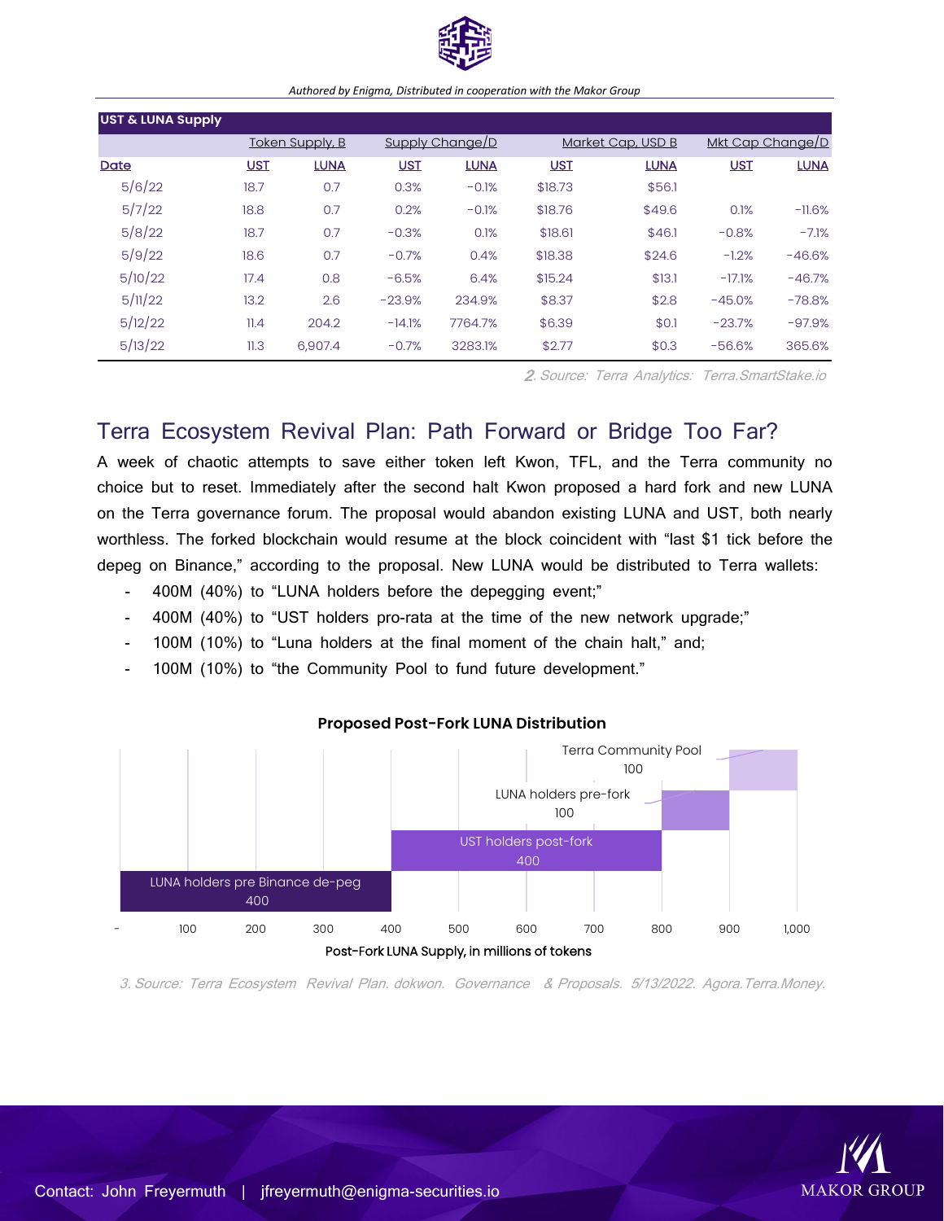| UST & LUNA Supply | | | | | | | | |
|---|---|---|---|---|---|---|---|---|
| | Token Supply, B | | Supply Change/D | | Market Cap, USD B | | Mkt Cap Change/D | |
| Date | UST | LUNA | UST | LUNA | UST | LUNA | UST | LUNA |
| 5/6/22 | 18.7 | 0.7 | 0.3% | -0.1% | $18.73 | $56.1 | | |
| 5/7/22 | 18.8 | 0.7 | 0.2% | -0.1% | $18.76 | $49.6 | 0.1% | -11.6% |
| 5/8/22 | 18.7 | 0.7 | -0.3% | 0.1% | $18.61 | $46.1 | -0.8% | -7.1% |
| 5/9/22 | 18.6 | 0.7 | -0.7% | 0.4% | $18.38 | $24.6 | -1.2% | -46.6% |
| 5/10/22 | 17.4 | 0.8 | -6.5% | 6.4% | $15.24 | $13.1 | -17.1% | -46.7% |
| 5/11/22 | 13.2 | 2.6 | -23.9% | 234.9% | $8.37 | $2.8 | -45.0% | -78.8% |
| 5/12/22 | 11.4 | 204.2 | -14.1% | 7764.7% | $6.39 | $0.1 | -23.7% | -97.9% |
| 5/13/22 | 11.3 | 6,907.4 | -0.7% | 3283.1% | $2.77 | $0.3 | -56.6% | 365.6% |

*2. Source: Terra Analytics: Terra.SmartStake.io*

## Terra Ecosystem Revival Plan: Path Forward or Bridge Too Far?

A week of chaotic attempts to save either token left Kwon, TFL, and the Terra community no choice but to reset. Immediately after the second halt Kwon proposed a hard fork and new LUNA on the Terra governance forum. The proposal would abandon existing LUNA and UST, both nearly worthless. The forked blockchain would resume at the block coincident with "last $1 tick before the depeg on Binance," according to the proposal. New LUNA would be distributed to Terra wallets:

- 400M (40%) to "LUNA holders before the depegging event;"
- 400M (40%) to "UST holders pro-rata at the time of the new network upgrade;"
- 100M (10%) to "Luna holders at the final moment of the chain halt," and;
- 100M (10%) to "the Community Pool to fund future development."

**Proposed Post-Fork LUNA Distribution**

| Recipient | Post-Fork LUNA Supply, in millions of tokens |
|---|---|
| LUNA holders pre Binance de-peg | 400 |
| UST holders post-fork | 400 |
| LUNA holders pre-fork | 100 |
| Terra Community Pool | 100 |

*3. Source: Terra Ecosystem Revival Plan. dokwon. Governance & Proposals. 5/13/2022. Agora.Terra.Money.*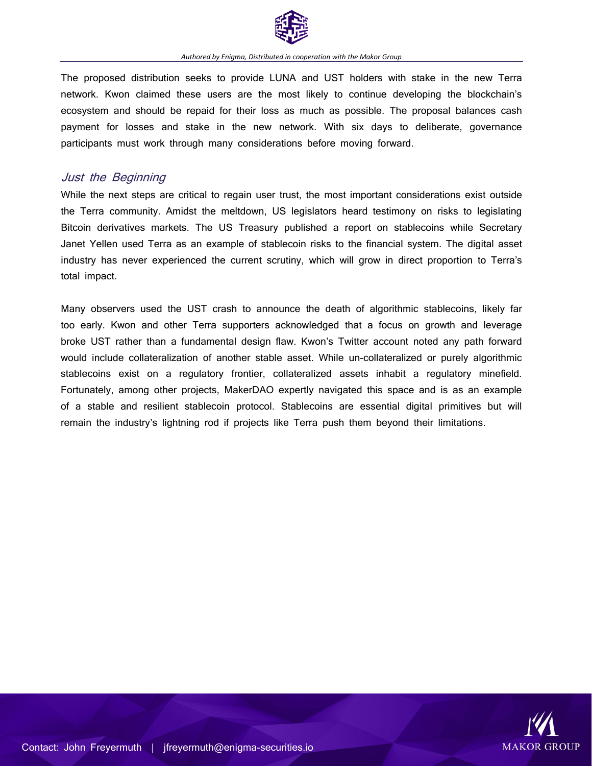The proposed distribution seeks to provide LUNA and UST holders with stake in the new Terra network. Kwon claimed these users are the most likely to continue developing the blockchain's ecosystem and should be repaid for their loss as much as possible. The proposal balances cash payment for losses and stake in the new network. With six days to deliberate, governance participants must work through many considerations before moving forward.

## *Just the Beginning*

While the next steps are critical to regain user trust, the most important considerations exist outside the Terra community. Amidst the meltdown, US legislators heard testimony on risks to legislating Bitcoin derivatives markets. The US Treasury published a report on stablecoins while Secretary Janet Yellen used Terra as an example of stablecoin risks to the financial system. The digital asset industry has never experienced the current scrutiny, which will grow in direct proportion to Terra's total impact.

Many observers used the UST crash to announce the death of algorithmic stablecoins, likely far too early. Kwon and other Terra supporters acknowledged that a focus on growth and leverage broke UST rather than a fundamental design flaw. Kwon's Twitter account noted any path forward would include collateralization of another stable asset. While un-collateralized or purely algorithmic stablecoins exist on a regulatory frontier, collateralized assets inhabit a regulatory minefield. Fortunately, among other projects, MakerDAO expertly navigated this space and is as an example of a stable and resilient stablecoin protocol. Stablecoins are essential digital primitives but will remain the industry's lightning rod if projects like Terra push them beyond their limitations.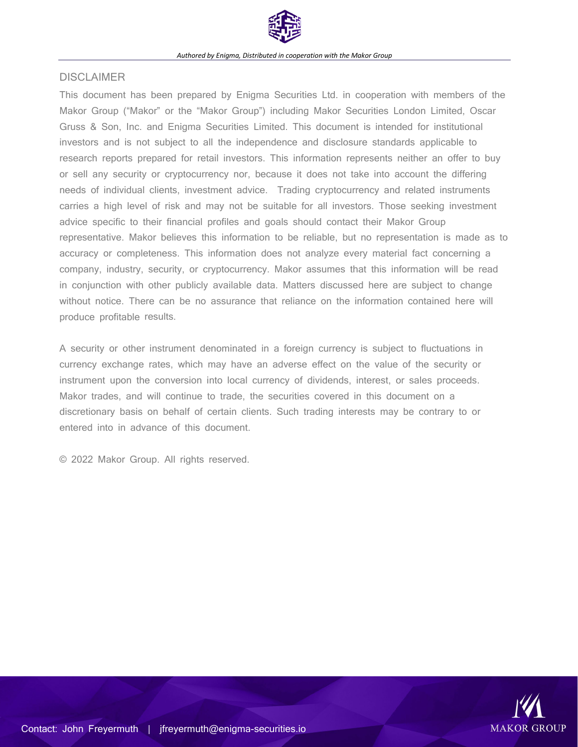## DISCLAIMER

This document has been prepared by Enigma Securities Ltd. in cooperation with members of the Makor Group ("Makor" or the "Makor Group") including Makor Securities London Limited, Oscar Gruss & Son, Inc. and Enigma Securities Limited. This document is intended for institutional investors and is not subject to all the independence and disclosure standards applicable to research reports prepared for retail investors. This information represents neither an offer to buy or sell any security or cryptocurrency nor, because it does not take into account the differing needs of individual clients, investment advice. Trading cryptocurrency and related instruments carries a high level of risk and may not be suitable for all investors. Those seeking investment advice specific to their financial profiles and goals should contact their Makor Group representative. Makor believes this information to be reliable, but no representation is made as to accuracy or completeness. This information does not analyze every material fact concerning a company, industry, security, or cryptocurrency. Makor assumes that this information will be read in conjunction with other publicly available data. Matters discussed here are subject to change without notice. There can be no assurance that reliance on the information contained here will produce profitable results.

A security or other instrument denominated in a foreign currency is subject to fluctuations in currency exchange rates, which may have an adverse effect on the value of the security or instrument upon the conversion into local currency of dividends, interest, or sales proceeds. Makor trades, and will continue to trade, the securities covered in this document on a discretionary basis on behalf of certain clients. Such trading interests may be contrary to or entered into in advance of this document.

© 2022 Makor Group. All rights reserved.